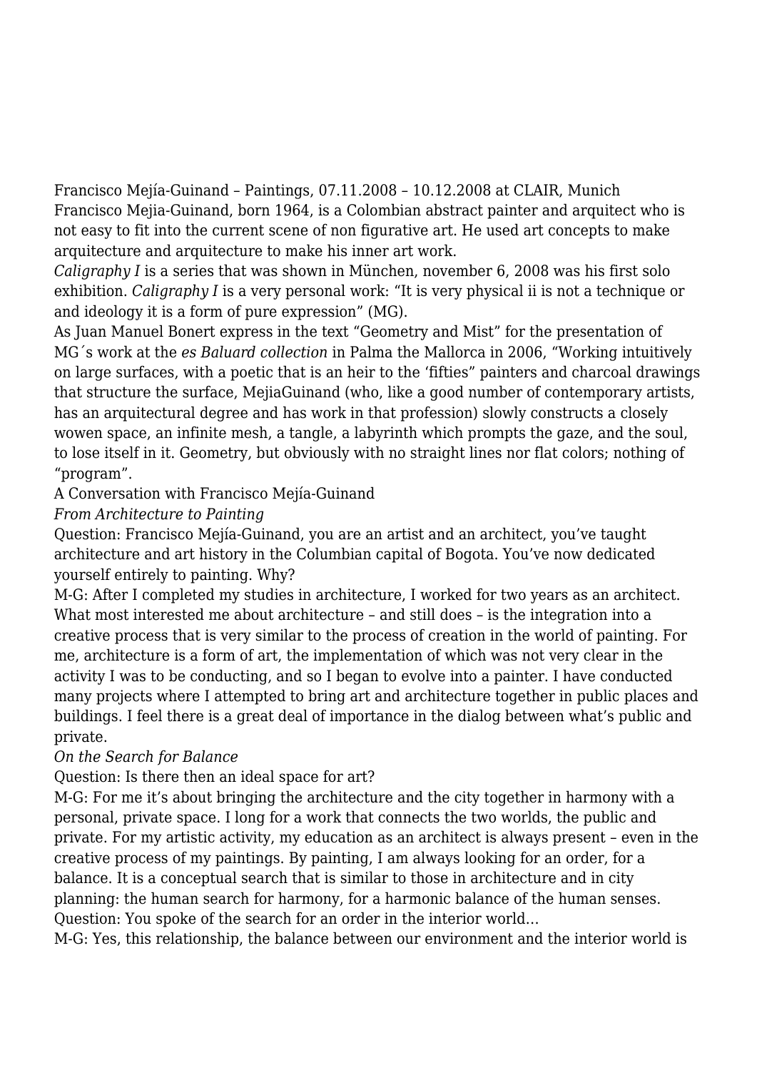Francisco Mejía-Guinand – Paintings, 07.11.2008 – 10.12.2008 at CLAIR, Munich

Francisco Mejia-Guinand, born 1964, is a Colombian abstract painter and arquitect who is not easy to fit into the current scene of non figurative art. He used art concepts to make arquitecture and arquitecture to make his inner art work.

*Caligraphy I* is a series that was shown in München, november 6, 2008 was his first solo exhibition. *Caligraphy I* is a very personal work: "It is very physical ii is not a technique or and ideology it is a form of pure expression" (MG).

As Juan Manuel Bonert express in the text "Geometry and Mist" for the presentation of MG´s work at the *es Baluard collection* in Palma the Mallorca in 2006, "Working intuitively on large surfaces, with a poetic that is an heir to the 'fifties" painters and charcoal drawings that structure the surface, MejiaGuinand (who, like a good number of contemporary artists, has an arquitectural degree and has work in that profession) slowly constructs a closely wowen space, an infinite mesh, a tangle, a labyrinth which prompts the gaze, and the soul, to lose itself in it. Geometry, but obviously with no straight lines nor flat colors; nothing of "program".

A Conversation with Francisco Mejía-Guinand

*From Architecture to Painting*

Question: Francisco Mejía-Guinand, you are an artist and an architect, you've taught architecture and art history in the Columbian capital of Bogota. You've now dedicated yourself entirely to painting. Why?

M-G: After I completed my studies in architecture, I worked for two years as an architect. What most interested me about architecture – and still does – is the integration into a creative process that is very similar to the process of creation in the world of painting. For me, architecture is a form of art, the implementation of which was not very clear in the activity I was to be conducting, and so I began to evolve into a painter. I have conducted many projects where I attempted to bring art and architecture together in public places and buildings. I feel there is a great deal of importance in the dialog between what's public and private.

*On the Search for Balance*

Question: Is there then an ideal space for art?

M-G: For me it's about bringing the architecture and the city together in harmony with a personal, private space. I long for a work that connects the two worlds, the public and private. For my artistic activity, my education as an architect is always present – even in the creative process of my paintings. By painting, I am always looking for an order, for a balance. It is a conceptual search that is similar to those in architecture and in city planning: the human search for harmony, for a harmonic balance of the human senses.

Question: You spoke of the search for an order in the interior world…

M-G: Yes, this relationship, the balance between our environment and the interior world is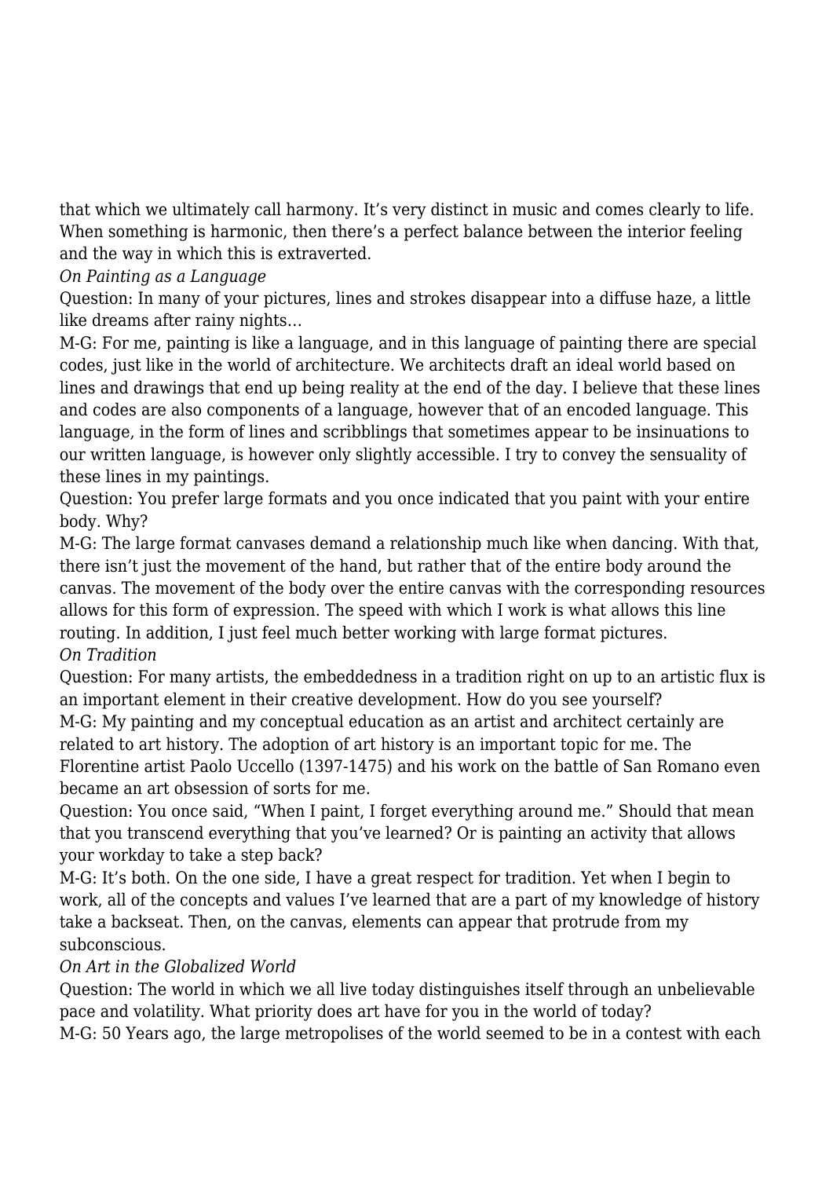that which we ultimately call harmony. It's very distinct in music and comes clearly to life. When something is harmonic, then there's a perfect balance between the interior feeling and the way in which this is extraverted.

*On Painting as a Language*

Question: In many of your pictures, lines and strokes disappear into a diffuse haze, a little like dreams after rainy nights…

M-G: For me, painting is like a language, and in this language of painting there are special codes, just like in the world of architecture. We architects draft an ideal world based on lines and drawings that end up being reality at the end of the day. I believe that these lines and codes are also components of a language, however that of an encoded language. This language, in the form of lines and scribblings that sometimes appear to be insinuations to our written language, is however only slightly accessible. I try to convey the sensuality of these lines in my paintings.

Question: You prefer large formats and you once indicated that you paint with your entire body. Why?

M-G: The large format canvases demand a relationship much like when dancing. With that, there isn't just the movement of the hand, but rather that of the entire body around the canvas. The movement of the body over the entire canvas with the corresponding resources allows for this form of expression. The speed with which I work is what allows this line routing. In addition, I just feel much better working with large format pictures.

*On Tradition*

Question: For many artists, the embeddedness in a tradition right on up to an artistic flux is an important element in their creative development. How do you see yourself?

M-G: My painting and my conceptual education as an artist and architect certainly are related to art history. The adoption of art history is an important topic for me. The Florentine artist Paolo Uccello (1397-1475) and his work on the battle of San Romano even became an art obsession of sorts for me.

Question: You once said, "When I paint, I forget everything around me." Should that mean that you transcend everything that you've learned? Or is painting an activity that allows your workday to take a step back?

M-G: It's both. On the one side, I have a great respect for tradition. Yet when I begin to work, all of the concepts and values I've learned that are a part of my knowledge of history take a backseat. Then, on the canvas, elements can appear that protrude from my subconscious.

*On Art in the Globalized World*

Question: The world in which we all live today distinguishes itself through an unbelievable pace and volatility. What priority does art have for you in the world of today?

M-G: 50 Years ago, the large metropolises of the world seemed to be in a contest with each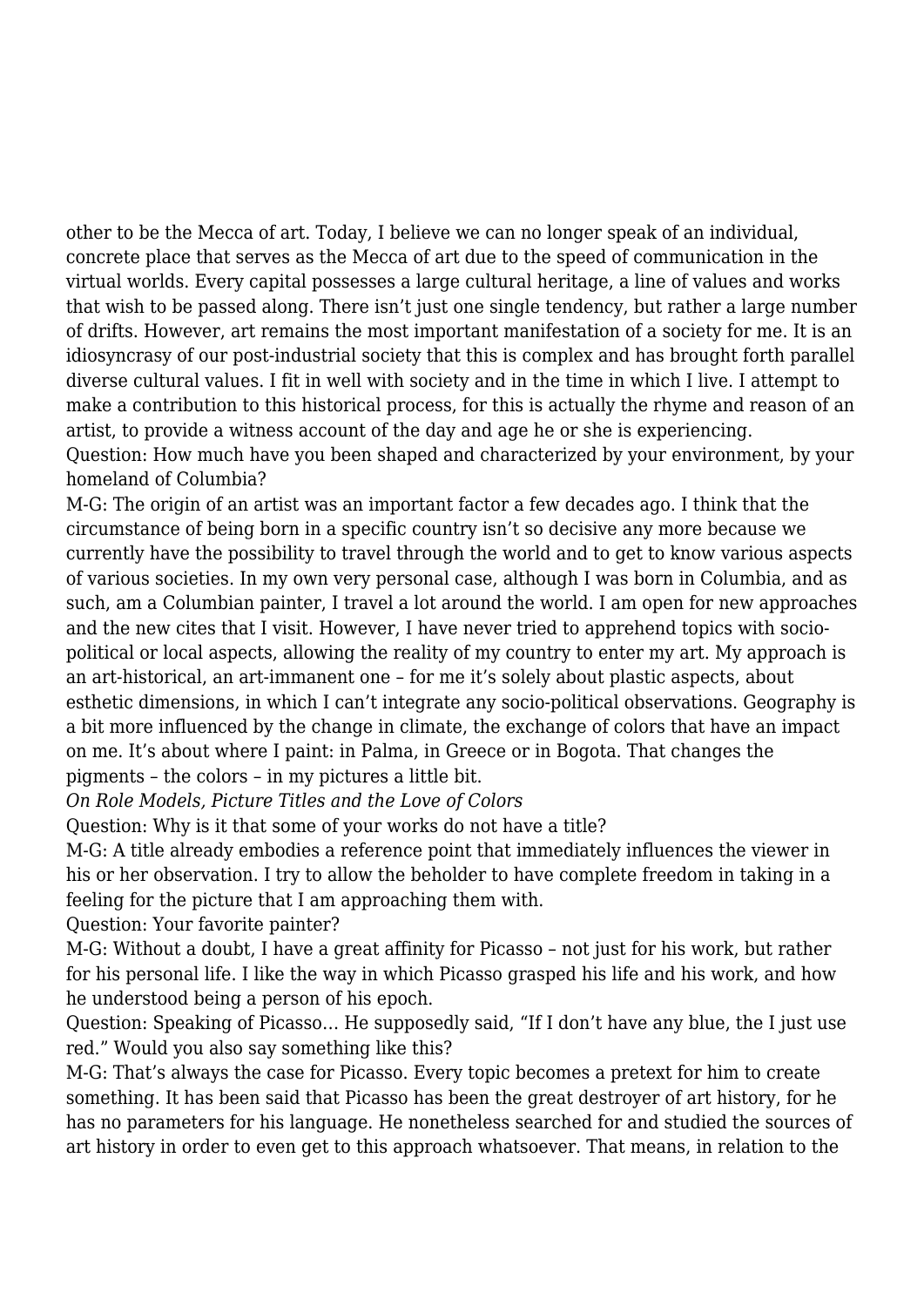other to be the Mecca of art. Today, I believe we can no longer speak of an individual, concrete place that serves as the Mecca of art due to the speed of communication in the virtual worlds. Every capital possesses a large cultural heritage, a line of values and works that wish to be passed along. There isn't just one single tendency, but rather a large number of drifts. However, art remains the most important manifestation of a society for me. It is an idiosyncrasy of our post-industrial society that this is complex and has brought forth parallel diverse cultural values. I fit in well with society and in the time in which I live. I attempt to make a contribution to this historical process, for this is actually the rhyme and reason of an artist, to provide a witness account of the day and age he or she is experiencing.

Question: How much have you been shaped and characterized by your environment, by your homeland of Columbia?

M-G: The origin of an artist was an important factor a few decades ago. I think that the circumstance of being born in a specific country isn't so decisive any more because we currently have the possibility to travel through the world and to get to know various aspects of various societies. In my own very personal case, although I was born in Columbia, and as such, am a Columbian painter, I travel a lot around the world. I am open for new approaches and the new cites that I visit. However, I have never tried to apprehend topics with socio-political or local aspects, allowing the reality of my country to enter my art. My approach is an art-historical, an art-immanent one – for me it's solely about plastic aspects, about esthetic dimensions, in which I can't integrate any socio-political observations. Geography is a bit more influenced by the change in climate, the exchange of colors that have an impact on me. It's about where I paint: in Palma, in Greece or in Bogota. That changes the pigments – the colors – in my pictures a little bit.

*On Role Models, Picture Titles and the Love of Colors*

Question: Why is it that some of your works do not have a title?

M-G: A title already embodies a reference point that immediately influences the viewer in his or her observation. I try to allow the beholder to have complete freedom in taking in a feeling for the picture that I am approaching them with.

Question: Your favorite painter?

M-G: Without a doubt, I have a great affinity for Picasso – not just for his work, but rather for his personal life. I like the way in which Picasso grasped his life and his work, and how he understood being a person of his epoch.

Question: Speaking of Picasso… He supposedly said, "If I don't have any blue, the I just use red." Would you also say something like this?

M-G: That's always the case for Picasso. Every topic becomes a pretext for him to create something. It has been said that Picasso has been the great destroyer of art history, for he has no parameters for his language. He nonetheless searched for and studied the sources of art history in order to even get to this approach whatsoever. That means, in relation to the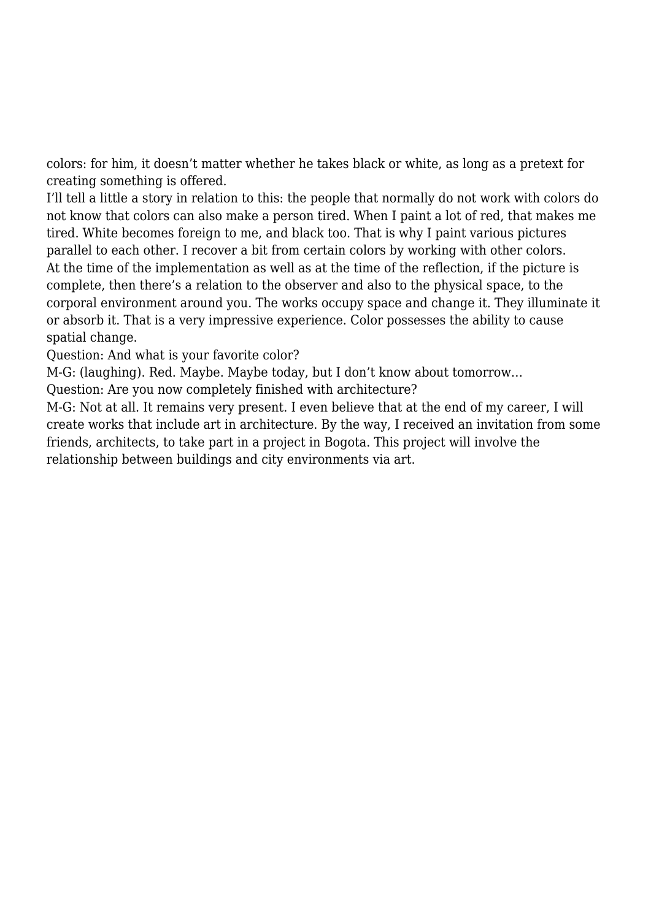colors: for him, it doesn't matter whether he takes black or white, as long as a pretext for creating something is offered.

I'll tell a little a story in relation to this: the people that normally do not work with colors do not know that colors can also make a person tired. When I paint a lot of red, that makes me tired. White becomes foreign to me, and black too. That is why I paint various pictures parallel to each other. I recover a bit from certain colors by working with other colors.

At the time of the implementation as well as at the time of the reflection, if the picture is complete, then there's a relation to the observer and also to the physical space, to the corporal environment around you. The works occupy space and change it. They illuminate it or absorb it. That is a very impressive experience. Color possesses the ability to cause spatial change.

Question: And what is your favorite color?

M-G: (laughing). Red. Maybe. Maybe today, but I don't know about tomorrow…

Question: Are you now completely finished with architecture?

M-G: Not at all. It remains very present. I even believe that at the end of my career, I will create works that include art in architecture. By the way, I received an invitation from some friends, architects, to take part in a project in Bogota. This project will involve the relationship between buildings and city environments via art.